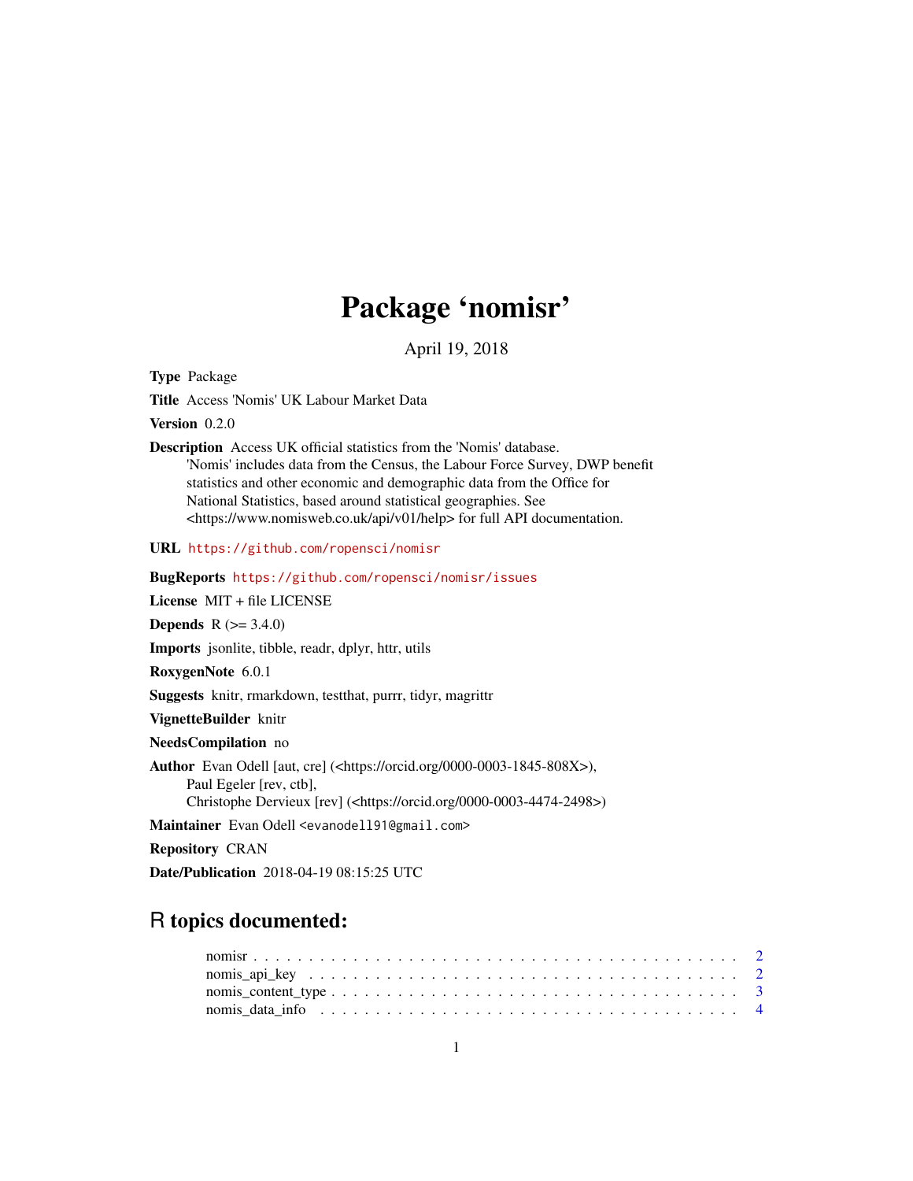# Package 'nomisr'

April 19, 2018

**Type** Package

**Title** Access 'Nomis' UK Labour Market Data

**Version** 0.2.0

**Description** Access UK official statistics from the 'Nomis' database. 'Nomis' includes data from the Census, the Labour Force Survey, DWP benefit statistics and other economic and demographic data from the Office for National Statistics, based around statistical geographies. See <https://www.nomisweb.co.uk/api/v01/help> for full API documentation.

**URL** https://github.com/ropensci/nomisr

**BugReports** https://github.com/ropensci/nomisr/issues

**License** MIT + file LICENSE

**Depends** R (>= 3.4.0)

**Imports** jsonlite, tibble, readr, dplyr, httr, utils

**RoxygenNote** 6.0.1

**Suggests** knitr, rmarkdown, testthat, purrr, tidyr, magrittr

**VignetteBuilder** knitr

**NeedsCompilation** no

**Author** Evan Odell [aut, cre] (<https://orcid.org/0000-0003-1845-808X>), Paul Egeler [rev, ctb], Christophe Dervieux [rev] (<https://orcid.org/0000-0003-4474-2498>)

**Maintainer** Evan Odell <evanodell91@gmail.com>

**Repository** CRAN

**Date/Publication** 2018-04-19 08:15:25 UTC

## R topics documented:

- nomisr . . . . . . . . . . . . . . . . . . . . . . . . . . . . . . . . . . . . . . . . . . 2
- nomis_api_key . . . . . . . . . . . . . . . . . . . . . . . . . . . . . . . . . . . . . 2
- nomis_content_type . . . . . . . . . . . . . . . . . . . . . . . . . . . . . . . . . . 3
- nomis_data_info . . . . . . . . . . . . . . . . . . . . . . . . . . . . . . . . . . . . 4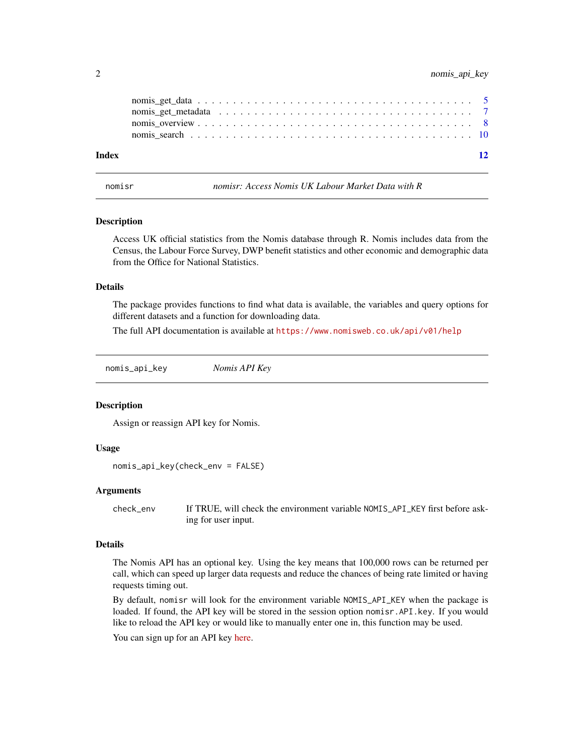nomis_get_data . . . . . . . . . . . . . . . . . . . . . . . . . . . . . . . . . . . . 5
nomis_get_metadata . . . . . . . . . . . . . . . . . . . . . . . . . . . . . . . . . 7
nomis_overview . . . . . . . . . . . . . . . . . . . . . . . . . . . . . . . . . . . . 8
nomis_search . . . . . . . . . . . . . . . . . . . . . . . . . . . . . . . . . . . . . 10

**Index** **12**

---

## nomisr — *nomisr: Access Nomis UK Labour Market Data with R*

### Description

Access UK official statistics from the Nomis database through R. Nomis includes data from the Census, the Labour Force Survey, DWP benefit statistics and other economic and demographic data from the Office for National Statistics.

### Details

The package provides functions to find what data is available, the variables and query options for different datasets and a function for downloading data.

The full API documentation is available at `https://www.nomisweb.co.uk/api/v01/help`

---

## nomis_api_key — *Nomis API Key*

### Description

Assign or reassign API key for Nomis.

### Usage

```
nomis_api_key(check_env = FALSE)
```

### Arguments

| | |
|---|---|
| `check_env` | If TRUE, will check the environment variable `NOMIS_API_KEY` first before asking for user input. |

### Details

The Nomis API has an optional key. Using the key means that 100,000 rows can be returned per call, which can speed up larger data requests and reduce the chances of being rate limited or having requests timing out.

By default, `nomisr` will look for the environment variable `NOMIS_API_KEY` when the package is loaded. If found, the API key will be stored in the session option `nomisr.API.key`. If you would like to reload the API key or would like to manually enter one in, this function may be used.

You can sign up for an API key here.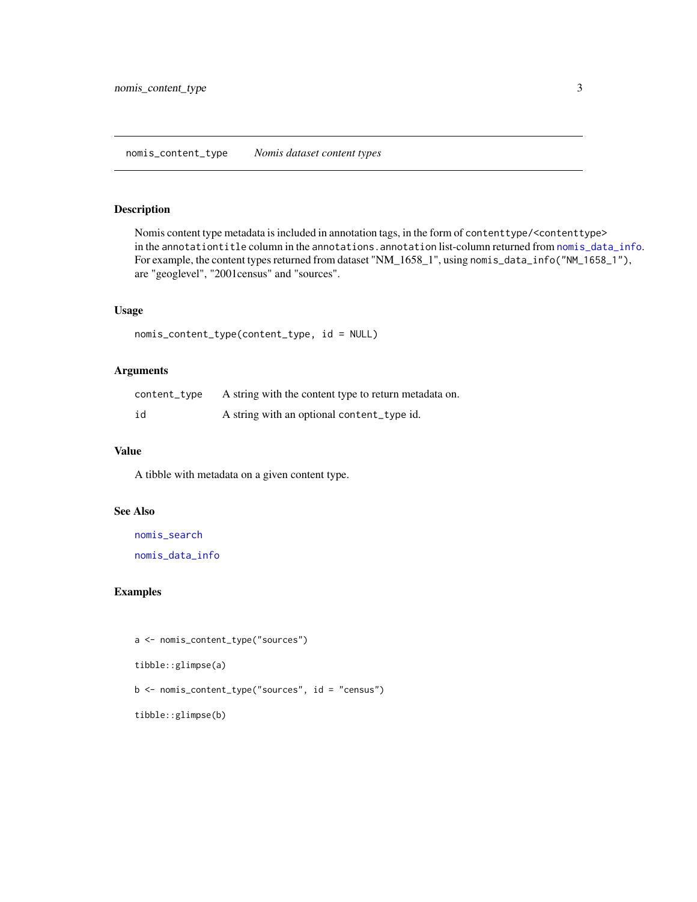# nomis_content_type — *Nomis dataset content types*

## Description

Nomis content type metadata is included in annotation tags, in the form of `contenttype/<contenttype>` in the `annotationtitle` column in the `annotations.annotation` list-column returned from `nomis_data_info`. For example, the content types returned from dataset "NM_1658_1", using `nomis_data_info("NM_1658_1")`, are "geoglevel", "2001census" and "sources".

## Usage

```
nomis_content_type(content_type, id = NULL)
```

## Arguments

| | |
|---|---|
| `content_type` | A string with the content type to return metadata on. |
| `id` | A string with an optional `content_type` id. |

## Value

A tibble with metadata on a given content type.

## See Also

`nomis_search`

`nomis_data_info`

## Examples

```
a <- nomis_content_type("sources")

tibble::glimpse(a)

b <- nomis_content_type("sources", id = "census")

tibble::glimpse(b)
```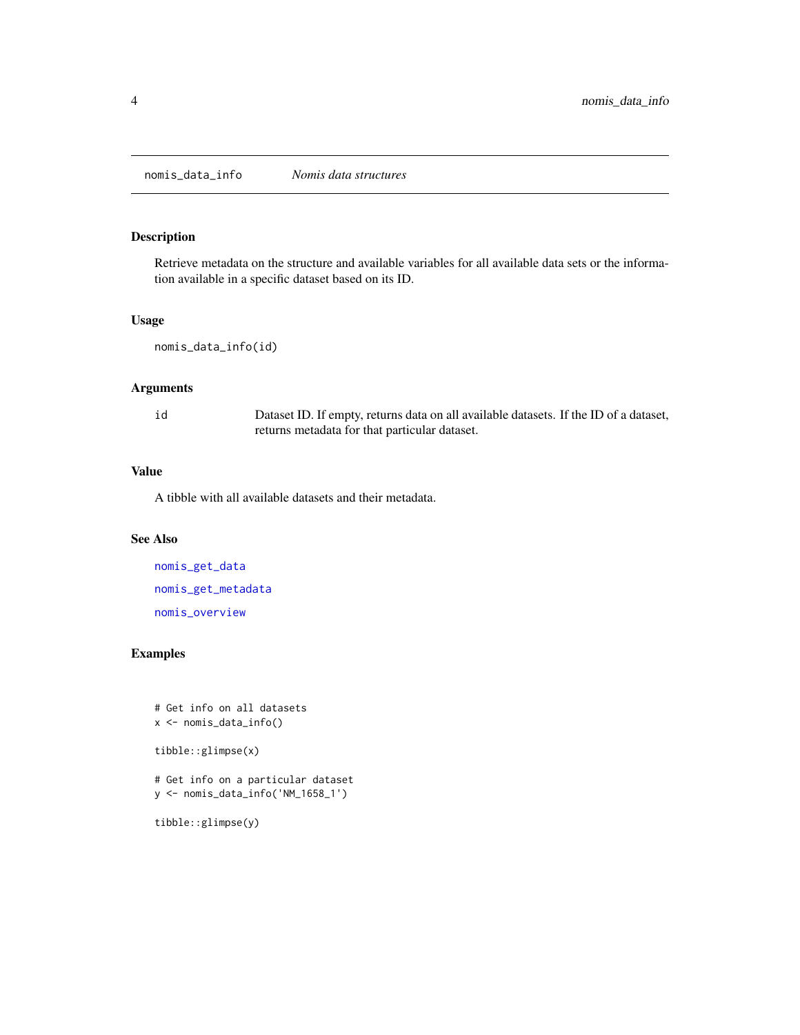## nomis_data_info — *Nomis data structures*

### Description

Retrieve metadata on the structure and available variables for all available data sets or the information available in a specific dataset based on its ID.

### Usage

```
nomis_data_info(id)
```

### Arguments

| | |
|---|---|
| id | Dataset ID. If empty, returns data on all available datasets. If the ID of a dataset, returns metadata for that particular dataset. |

### Value

A tibble with all available datasets and their metadata.

### See Also

nomis_get_data

nomis_get_metadata

nomis_overview

### Examples

```
# Get info on all datasets
x <- nomis_data_info()

tibble::glimpse(x)

# Get info on a particular dataset
y <- nomis_data_info('NM_1658_1')

tibble::glimpse(y)
```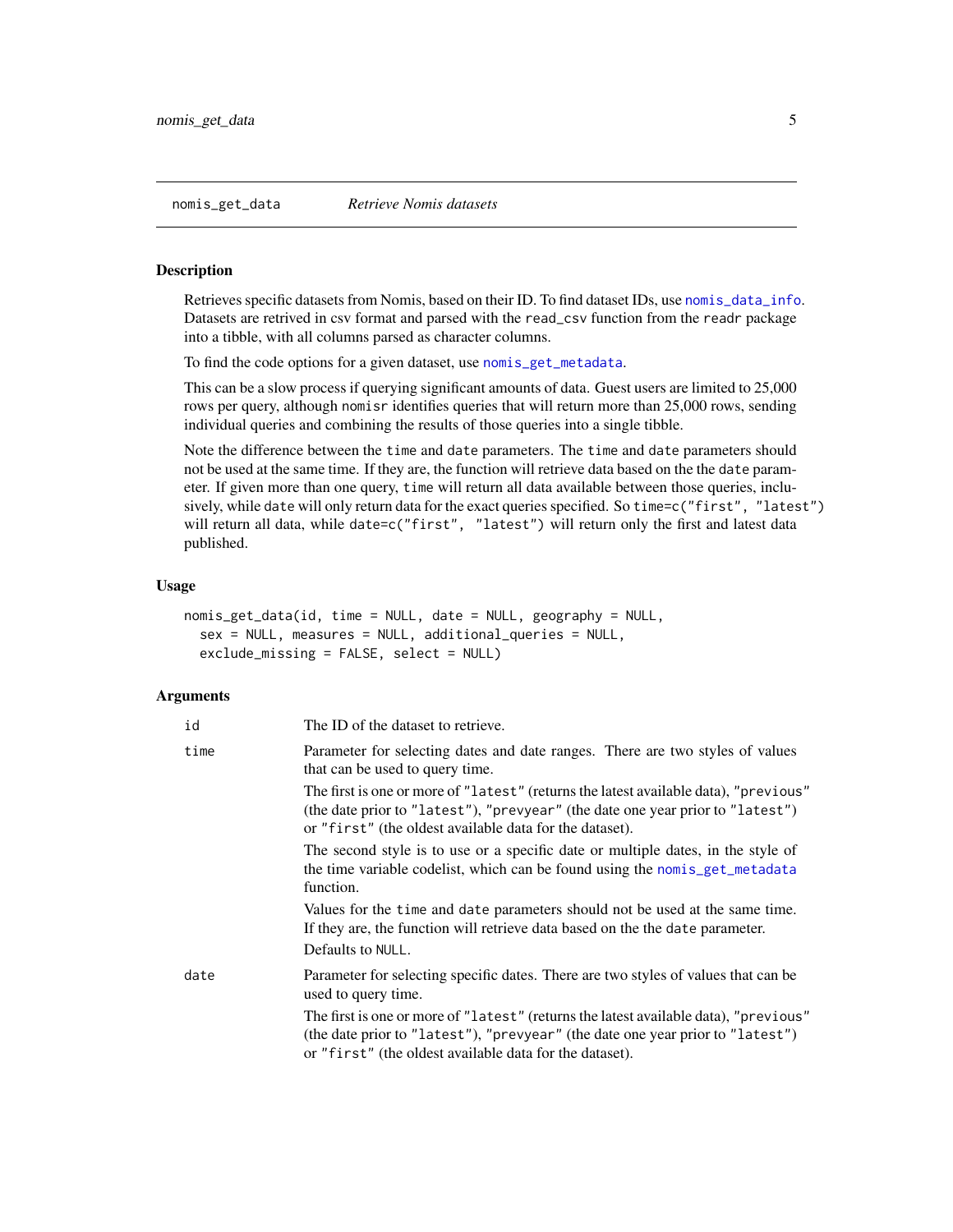## nomis_get_data — *Retrieve Nomis datasets*

### Description

Retrieves specific datasets from Nomis, based on their ID. To find dataset IDs, use `nomis_data_info`. Datasets are retrived in csv format and parsed with the `read_csv` function from the `readr` package into a tibble, with all columns parsed as character columns.

To find the code options for a given dataset, use `nomis_get_metadata`.

This can be a slow process if querying significant amounts of data. Guest users are limited to 25,000 rows per query, although `nomisr` identifies queries that will return more than 25,000 rows, sending individual queries and combining the results of those queries into a single tibble.

Note the difference between the `time` and `date` parameters. The `time` and `date` parameters should not be used at the same time. If they are, the function will retrieve data based on the the `date` parameter. If given more than one query, `time` will return all data available between those queries, inclusively, while `date` will only return data for the exact queries specified. So `time=c("first", "latest")` will return all data, while `date=c("first", "latest")` will return only the first and latest data published.

### Usage

```
nomis_get_data(id, time = NULL, date = NULL, geography = NULL,
  sex = NULL, measures = NULL, additional_queries = NULL,
  exclude_missing = FALSE, select = NULL)
```

### Arguments

`id` — The ID of the dataset to retrieve.

`time` — Parameter for selecting dates and date ranges. There are two styles of values that can be used to query time.

The first is one or more of `"latest"` (returns the latest available data), `"previous"` (the date prior to `"latest"`), `"prevyear"` (the date one year prior to `"latest"`) or `"first"` (the oldest available data for the dataset).

The second style is to use or a specific date or multiple dates, in the style of the time variable codelist, which can be found using the `nomis_get_metadata` function.

Values for the `time` and `date` parameters should not be used at the same time. If they are, the function will retrieve data based on the the `date` parameter.

Defaults to `NULL`.

`date` — Parameter for selecting specific dates. There are two styles of values that can be used to query time.

The first is one or more of `"latest"` (returns the latest available data), `"previous"` (the date prior to `"latest"`), `"prevyear"` (the date one year prior to `"latest"`) or `"first"` (the oldest available data for the dataset).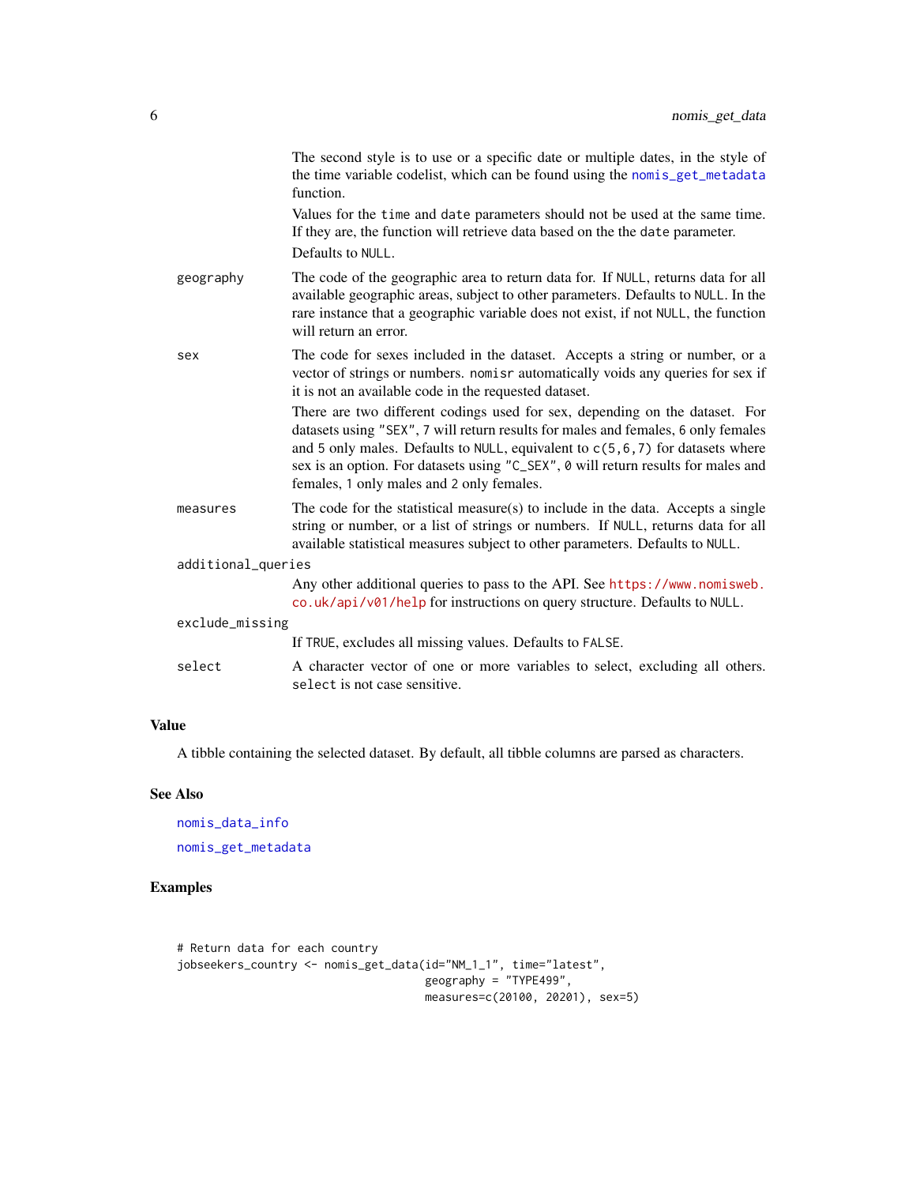The second style is to use or a specific date or multiple dates, in the style of the time variable codelist, which can be found using the `nomis_get_metadata` function.

Values for the `time` and `date` parameters should not be used at the same time. If they are, the function will retrieve data based on the the `date` parameter.

Defaults to `NULL`.

`geography`
: The code of the geographic area to return data for. If `NULL`, returns data for all available geographic areas, subject to other parameters. Defaults to `NULL`. In the rare instance that a geographic variable does not exist, if not `NULL`, the function will return an error.

`sex`
: The code for sexes included in the dataset. Accepts a string or number, or a vector of strings or numbers. `nomisr` automatically voids any queries for sex if it is not an available code in the requested dataset.

  There are two different codings used for sex, depending on the dataset. For datasets using `"SEX"`, `7` will return results for males and females, `6` only females and `5` only males. Defaults to `NULL`, equivalent to `c(5,6,7)` for datasets where sex is an option. For datasets using `"C_SEX"`, `0` will return results for males and females, `1` only males and `2` only females.

`measures`
: The code for the statistical measure(s) to include in the data. Accepts a single string or number, or a list of strings or numbers. If `NULL`, returns data for all available statistical measures subject to other parameters. Defaults to `NULL`.

`additional_queries`
: Any other additional queries to pass to the API. See https://www.nomisweb.co.uk/api/v01/help for instructions on query structure. Defaults to `NULL`.

`exclude_missing`
: If `TRUE`, excludes all missing values. Defaults to `FALSE`.

`select`
: A character vector of one or more variables to select, excluding all others. `select` is not case sensitive.

## Value

A tibble containing the selected dataset. By default, all tibble columns are parsed as characters.

## See Also

`nomis_data_info`

`nomis_get_metadata`

## Examples

```
# Return data for each country
jobseekers_country <- nomis_get_data(id="NM_1_1", time="latest",
                                     geography = "TYPE499",
                                     measures=c(20100, 20201), sex=5)
```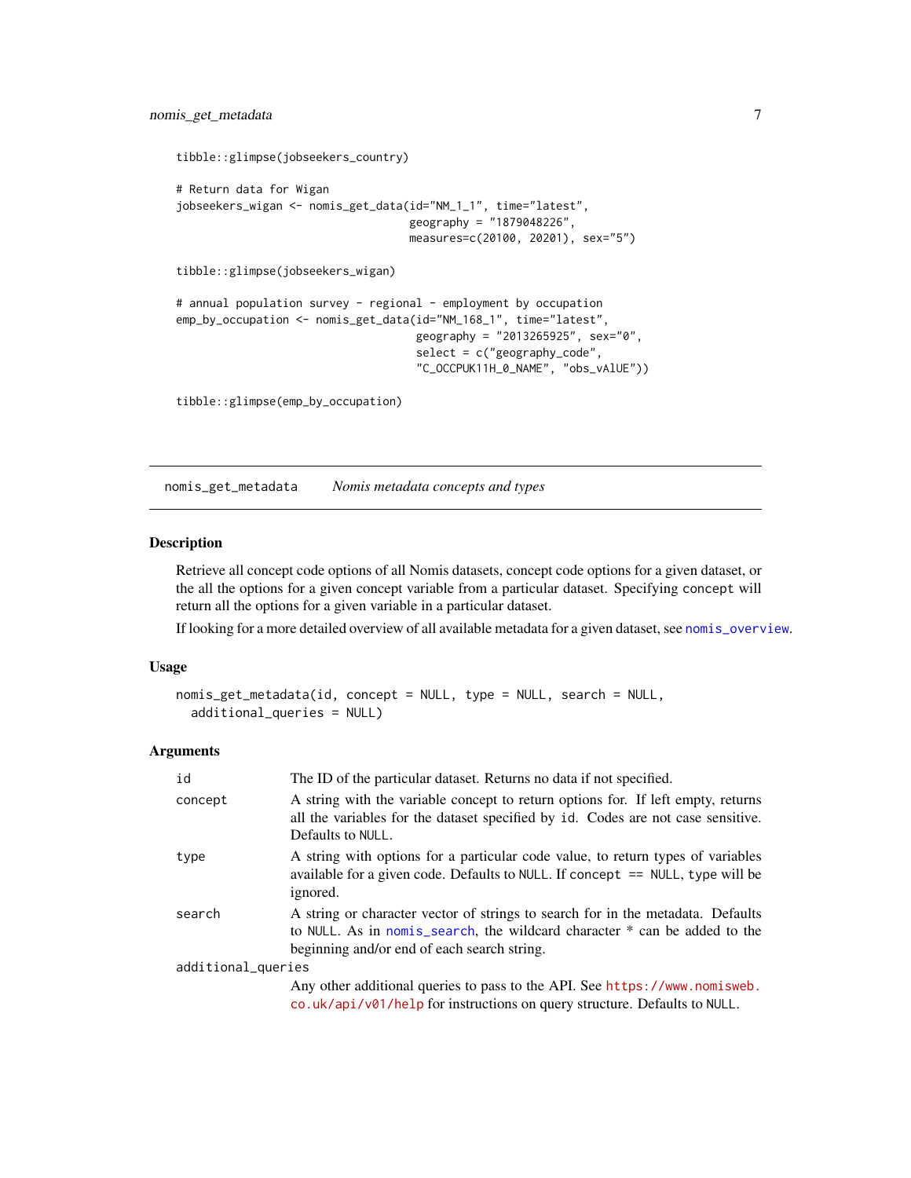```
tibble::glimpse(jobseekers_country)

# Return data for Wigan
jobseekers_wigan <- nomis_get_data(id="NM_1_1", time="latest",
                                   geography = "1879048226",
                                   measures=c(20100, 20201), sex="5")

tibble::glimpse(jobseekers_wigan)

# annual population survey - regional - employment by occupation
emp_by_occupation <- nomis_get_data(id="NM_168_1", time="latest",
                                    geography = "2013265925", sex="0",
                                    select = c("geography_code",
                                    "C_OCCPUK11H_0_NAME", "obs_vAlUE"))

tibble::glimpse(emp_by_occupation)
```

## nomis_get_metadata    *Nomis metadata concepts and types*

### Description

Retrieve all concept code options of all Nomis datasets, concept code options for a given dataset, or the all the options for a given concept variable from a particular dataset. Specifying `concept` will return all the options for a given variable in a particular dataset.

If looking for a more detailed overview of all available metadata for a given dataset, see `nomis_overview`.

### Usage

```
nomis_get_metadata(id, concept = NULL, type = NULL, search = NULL,
  additional_queries = NULL)
```

### Arguments

| | |
|---|---|
| `id` | The ID of the particular dataset. Returns no data if not specified. |
| `concept` | A string with the variable concept to return options for. If left empty, returns all the variables for the dataset specified by `id`. Codes are not case sensitive. Defaults to `NULL`. |
| `type` | A string with options for a particular code value, to return types of variables available for a given code. Defaults to `NULL`. If `concept == NULL`, `type` will be ignored. |
| `search` | A string or character vector of strings to search for in the metadata. Defaults to `NULL`. As in `nomis_search`, the wildcard character * can be added to the beginning and/or end of each search string. |
| `additional_queries` | Any other additional queries to pass to the API. See https://www.nomisweb.co.uk/api/v01/help for instructions on query structure. Defaults to `NULL`. |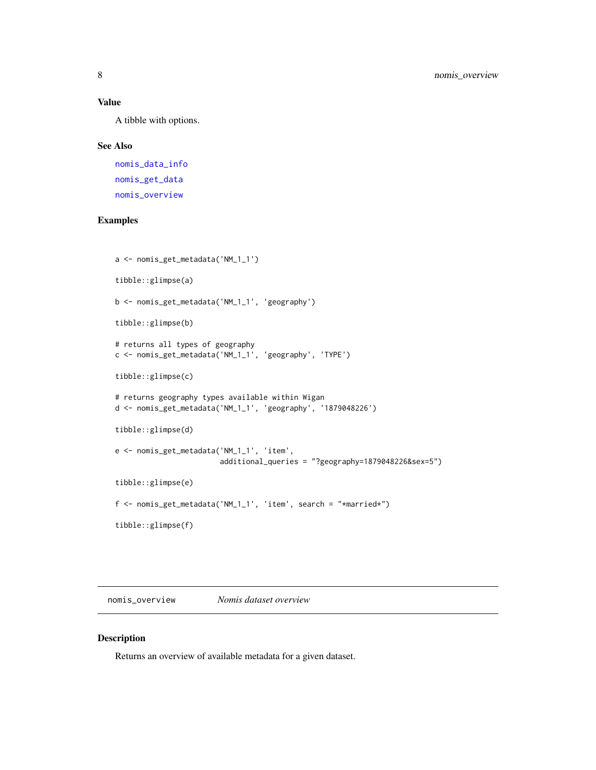### Value

A tibble with options.

### See Also

nomis_data_info

nomis_get_data

nomis_overview

### Examples

```
a <- nomis_get_metadata('NM_1_1')

tibble::glimpse(a)

b <- nomis_get_metadata('NM_1_1', 'geography')

tibble::glimpse(b)

# returns all types of geography
c <- nomis_get_metadata('NM_1_1', 'geography', 'TYPE')

tibble::glimpse(c)

# returns geography types available within Wigan
d <- nomis_get_metadata('NM_1_1', 'geography', '1879048226')

tibble::glimpse(d)

e <- nomis_get_metadata('NM_1_1', 'item',
                        additional_queries = "?geography=1879048226&sex=5")

tibble::glimpse(e)

f <- nomis_get_metadata('NM_1_1', 'item', search = "*married*")

tibble::glimpse(f)
```

---

## nomis_overview — *Nomis dataset overview*

### Description

Returns an overview of available metadata for a given dataset.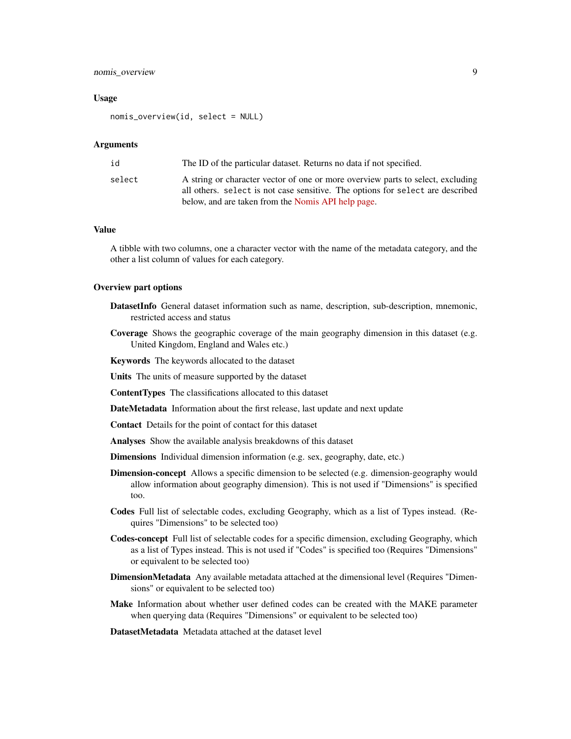### Usage

```
nomis_overview(id, select = NULL)
```

### Arguments

| | |
|---|---|
| id | The ID of the particular dataset. Returns no data if not specified. |
| select | A string or character vector of one or more overview parts to select, excluding all others. `select` is not case sensitive. The options for `select` are described below, and are taken from the Nomis API help page. |

### Value

A tibble with two columns, one a character vector with the name of the metadata category, and the other a list column of values for each category.

### Overview part options

**DatasetInfo** General dataset information such as name, description, sub-description, mnemonic, restricted access and status

**Coverage** Shows the geographic coverage of the main geography dimension in this dataset (e.g. United Kingdom, England and Wales etc.)

**Keywords** The keywords allocated to the dataset

**Units** The units of measure supported by the dataset

**ContentTypes** The classifications allocated to this dataset

**DateMetadata** Information about the first release, last update and next update

**Contact** Details for the point of contact for this dataset

**Analyses** Show the available analysis breakdowns of this dataset

**Dimensions** Individual dimension information (e.g. sex, geography, date, etc.)

**Dimension-concept** Allows a specific dimension to be selected (e.g. dimension-geography would allow information about geography dimension). This is not used if "Dimensions" is specified too.

**Codes** Full list of selectable codes, excluding Geography, which as a list of Types instead. (Requires "Dimensions" to be selected too)

**Codes-concept** Full list of selectable codes for a specific dimension, excluding Geography, which as a list of Types instead. This is not used if "Codes" is specified too (Requires "Dimensions" or equivalent to be selected too)

**DimensionMetadata** Any available metadata attached at the dimensional level (Requires "Dimensions" or equivalent to be selected too)

**Make** Information about whether user defined codes can be created with the MAKE parameter when querying data (Requires "Dimensions" or equivalent to be selected too)

**DatasetMetadata** Metadata attached at the dataset level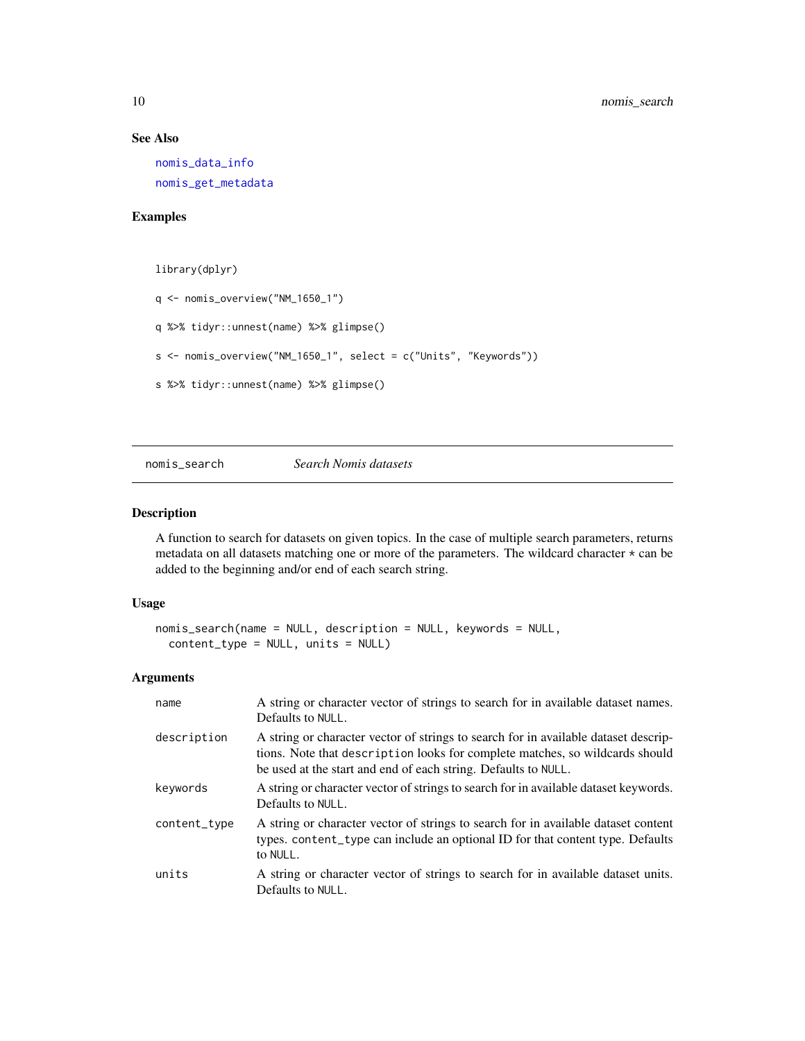## See Also

nomis_data_info

nomis_get_metadata

## Examples

```
library(dplyr)

q <- nomis_overview("NM_1650_1")

q %>% tidyr::unnest(name) %>% glimpse()

s <- nomis_overview("NM_1650_1", select = c("Units", "Keywords"))

s %>% tidyr::unnest(name) %>% glimpse()
```

---

# nomis_search — *Search Nomis datasets*

## Description

A function to search for datasets on given topics. In the case of multiple search parameters, returns metadata on all datasets matching one or more of the parameters. The wildcard character * can be added to the beginning and/or end of each search string.

## Usage

```
nomis_search(name = NULL, description = NULL, keywords = NULL,
  content_type = NULL, units = NULL)
```

## Arguments

| | |
|---|---|
| name | A string or character vector of strings to search for in available dataset names. Defaults to NULL. |
| description | A string or character vector of strings to search for in available dataset descriptions. Note that description looks for complete matches, so wildcards should be used at the start and end of each string. Defaults to NULL. |
| keywords | A string or character vector of strings to search for in available dataset keywords. Defaults to NULL. |
| content_type | A string or character vector of strings to search for in available dataset content types. content_type can include an optional ID for that content type. Defaults to NULL. |
| units | A string or character vector of strings to search for in available dataset units. Defaults to NULL. |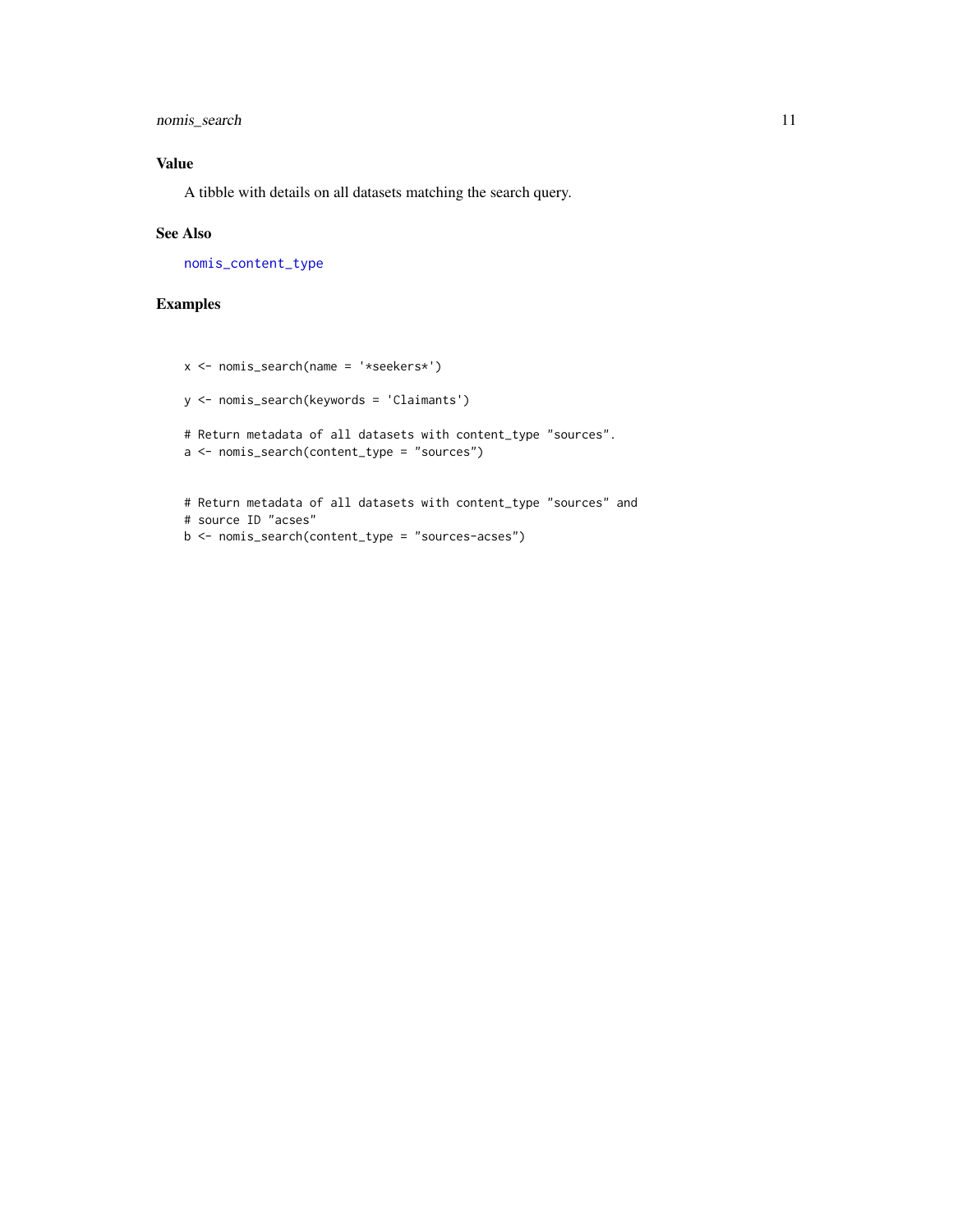## Value

A tibble with details on all datasets matching the search query.

## See Also

nomis_content_type

## Examples

```
x <- nomis_search(name = '*seekers*')

y <- nomis_search(keywords = 'Claimants')

# Return metadata of all datasets with content_type "sources".
a <- nomis_search(content_type = "sources")


# Return metadata of all datasets with content_type "sources" and
# source ID "acses"
b <- nomis_search(content_type = "sources-acses")
```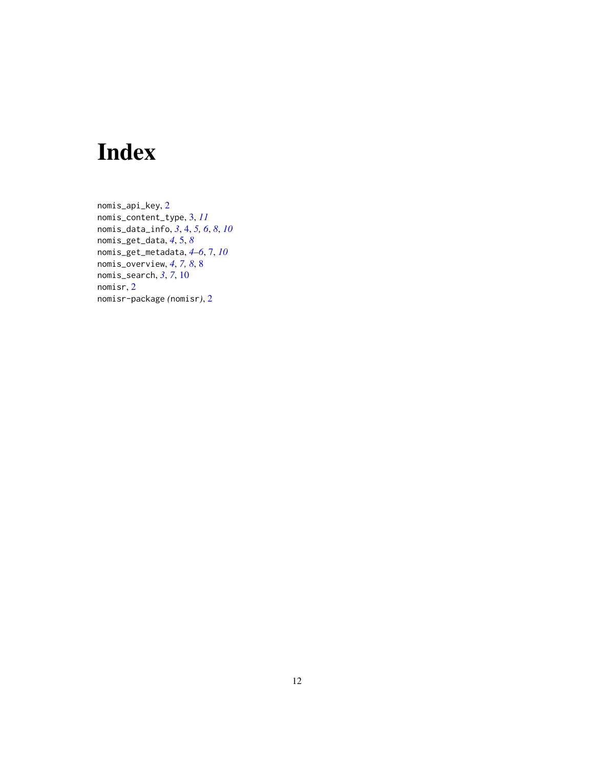# Index

nomis_api_key, 2
nomis_content_type, 3, *11*
nomis_data_info, *3*, 4, *5, 6*, *8*, *10*
nomis_get_data, *4*, 5, *8*
nomis_get_metadata, *4–6*, 7, *10*
nomis_overview, *4*, *7, 8*, 8
nomis_search, *3*, *7*, 10
nomisr, 2
nomisr-package *(*nomisr*)*, 2